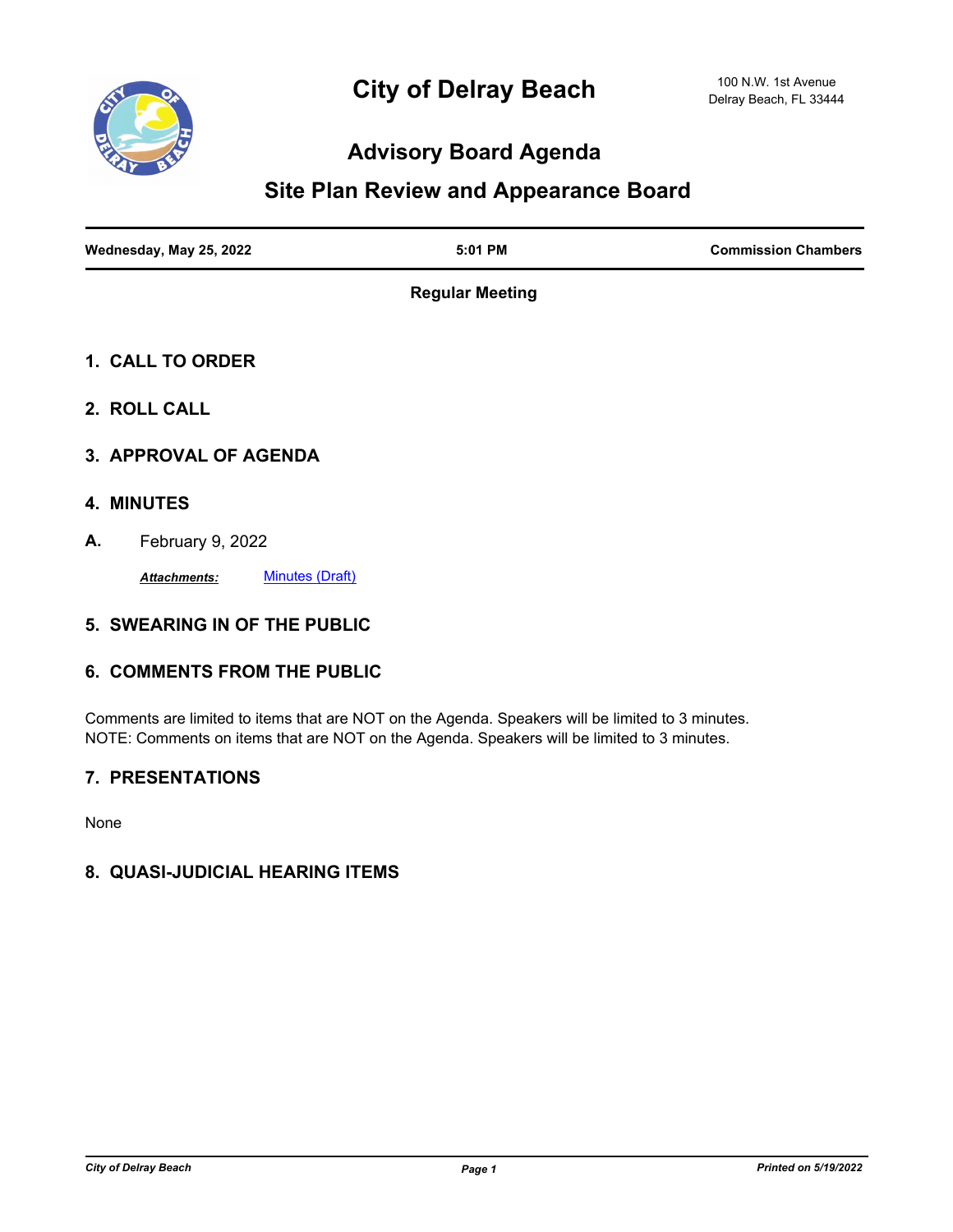# City of Delray Beach

100 N.W. 1st Avenue
Delray Beach, FL 33444

## Advisory Board Agenda

## Site Plan Review and Appearance Board

| Wednesday, May 25, 2022 | 5:01 PM | Commission Chambers |
|---|---|---|

**Regular Meeting**

### 1. CALL TO ORDER

### 2. ROLL CALL

### 3. APPROVAL OF AGENDA

### 4. MINUTES

**A.** February 9, 2022

***Attachments:*** Minutes (Draft)

### 5. SWEARING IN OF THE PUBLIC

### 6. COMMENTS FROM THE PUBLIC

Comments are limited to items that are NOT on the Agenda. Speakers will be limited to 3 minutes.
NOTE: Comments on items that are NOT on the Agenda. Speakers will be limited to 3 minutes.

### 7. PRESENTATIONS

None

### 8. QUASI-JUDICIAL HEARING ITEMS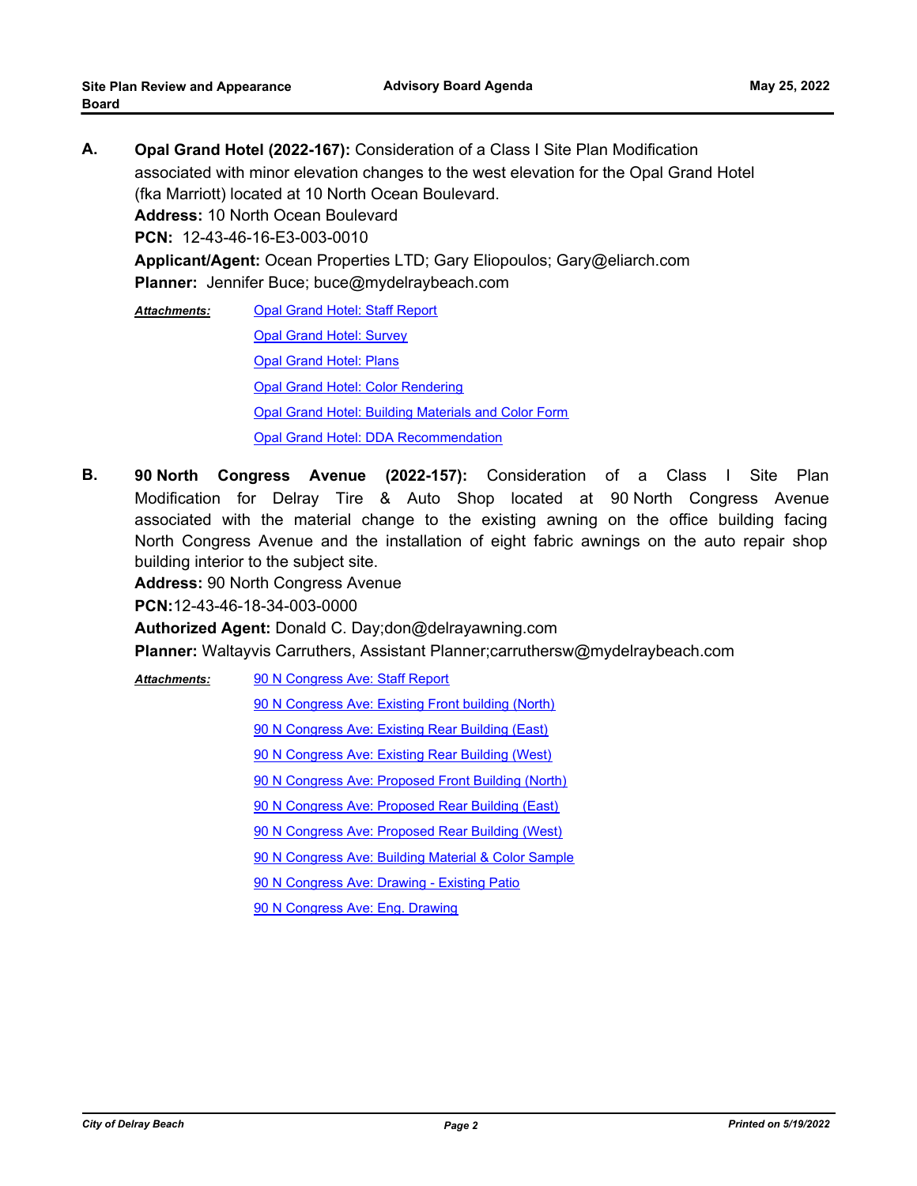**A. Opal Grand Hotel (2022-167):** Consideration of a Class I Site Plan Modification associated with minor elevation changes to the west elevation for the Opal Grand Hotel (fka Marriott) located at 10 North Ocean Boulevard.

**Address:** 10 North Ocean Boulevard

**PCN:** 12-43-46-16-E3-003-0010

**Applicant/Agent:** Ocean Properties LTD; Gary Eliopoulos; Gary@eliarch.com

**Planner:** Jennifer Buce; buce@mydelraybeach.com

***Attachments:***

- Opal Grand Hotel: Staff Report
- Opal Grand Hotel: Survey
- Opal Grand Hotel: Plans
- Opal Grand Hotel: Color Rendering
- Opal Grand Hotel: Building Materials and Color Form
- Opal Grand Hotel: DDA Recommendation

**B. 90 North Congress Avenue (2022-157):** Consideration of a Class I Site Plan Modification for Delray Tire & Auto Shop located at 90 North Congress Avenue associated with the material change to the existing awning on the office building facing North Congress Avenue and the installation of eight fabric awnings on the auto repair shop building interior to the subject site.

**Address:** 90 North Congress Avenue

**PCN:** 12-43-46-18-34-003-0000

**Authorized Agent:** Donald C. Day;don@delrayawning.com

**Planner:** Waltayvis Carruthers, Assistant Planner;carruthersw@mydelraybeach.com

***Attachments:***

- 90 N Congress Ave: Staff Report
- 90 N Congress Ave: Existing Front building (North)
- 90 N Congress Ave: Existing Rear Building (East)
- 90 N Congress Ave: Existing Rear Building (West)
- 90 N Congress Ave: Proposed Front Building (North)
- 90 N Congress Ave: Proposed Rear Building (East)
- 90 N Congress Ave: Proposed Rear Building (West)
- 90 N Congress Ave: Building Material & Color Sample
- 90 N Congress Ave: Drawing - Existing Patio
- 90 N Congress Ave: Eng. Drawing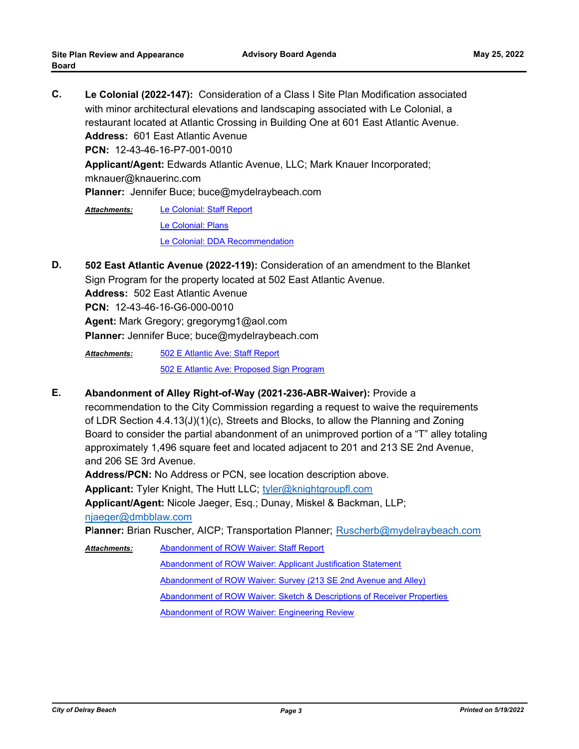**C.** **Le Colonial (2022-147):** Consideration of a Class I Site Plan Modification associated with minor architectural elevations and landscaping associated with Le Colonial, a restaurant located at Atlantic Crossing in Building One at 601 East Atlantic Avenue.
**Address:** 601 East Atlantic Avenue
**PCN:** 12-43-46-16-P7-001-0010
**Applicant/Agent:** Edwards Atlantic Avenue, LLC; Mark Knauer Incorporated; mknauer@knauerinc.com
**Planner:** Jennifer Buce; buce@mydelraybeach.com

***Attachments:*** Le Colonial: Staff Report
Le Colonial: Plans
Le Colonial: DDA Recommendation

**D.** **502 East Atlantic Avenue (2022-119):** Consideration of an amendment to the Blanket Sign Program for the property located at 502 East Atlantic Avenue.
**Address:** 502 East Atlantic Avenue
**PCN:** 12-43-46-16-G6-000-0010
**Agent:** Mark Gregory; gregorymg1@aol.com
**Planner:** Jennifer Buce; buce@mydelraybeach.com

***Attachments:*** 502 E Atlantic Ave: Staff Report
502 E Atlantic Ave: Proposed Sign Program

**E.** **Abandonment of Alley Right-of-Way (2021-236-ABR-Waiver):** Provide a recommendation to the City Commission regarding a request to waive the requirements of LDR Section 4.4.13(J)(1)(c), Streets and Blocks, to allow the Planning and Zoning Board to consider the partial abandonment of an unimproved portion of a "T" alley totaling approximately 1,496 square feet and located adjacent to 201 and 213 SE 2nd Avenue, and 206 SE 3rd Avenue.
**Address/PCN:** No Address or PCN, see location description above.
**Applicant:** Tyler Knight, The Hutt LLC; tyler@knightgroupfl.com
**Applicant/Agent:** Nicole Jaeger, Esq.; Dunay, Miskel & Backman, LLP; njaeger@dmbblaw.com
**Planner:** Brian Ruscher, AICP; Transportation Planner; Ruscherb@mydelraybeach.com

***Attachments:*** Abandonment of ROW Waiver: Staff Report
Abandonment of ROW Waiver: Applicant Justification Statement
Abandonment of ROW Waiver: Survey (213 SE 2nd Avenue and Alley)
Abandonment of ROW Waiver: Sketch & Descriptions of Receiver Properties
Abandonment of ROW Waiver: Engineering Review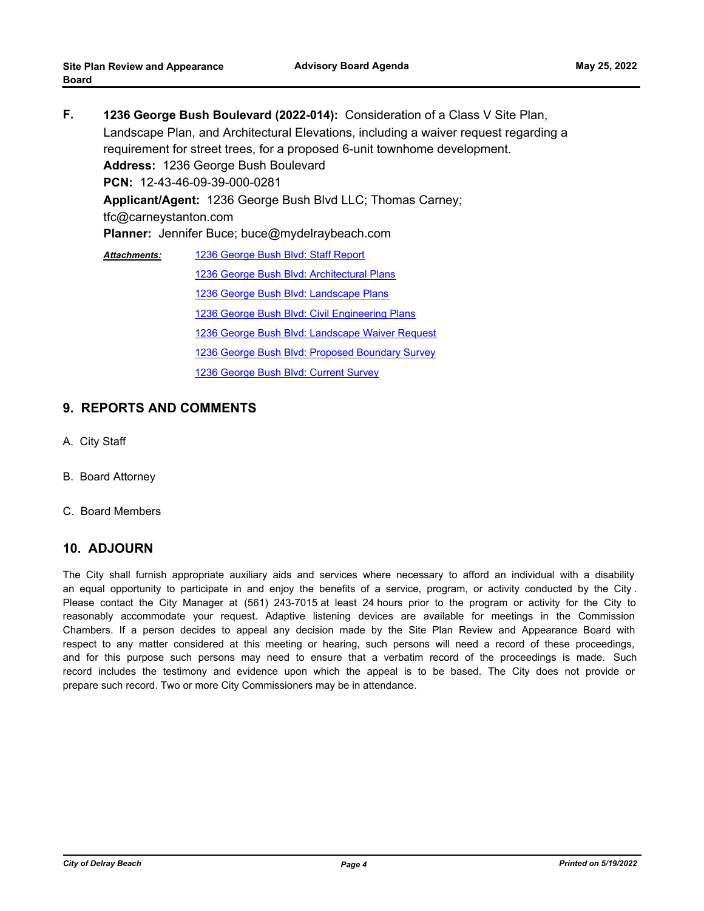**F. 1236 George Bush Boulevard (2022-014):** Consideration of a Class V Site Plan, Landscape Plan, and Architectural Elevations, including a waiver request regarding a requirement for street trees, for a proposed 6-unit townhome development.

**Address:** 1236 George Bush Boulevard

**PCN:** 12-43-46-09-39-000-0281

**Applicant/Agent:** 1236 George Bush Blvd LLC; Thomas Carney; tfc@carneystanton.com

**Planner:** Jennifer Buce; buce@mydelraybeach.com

***Attachments:***
- 1236 George Bush Blvd: Staff Report
- 1236 George Bush Blvd: Architectural Plans
- 1236 George Bush Blvd: Landscape Plans
- 1236 George Bush Blvd: Civil Engineering Plans
- 1236 George Bush Blvd: Landscape Waiver Request
- 1236 George Bush Blvd: Proposed Boundary Survey
- 1236 George Bush Blvd: Current Survey

## 9. REPORTS AND COMMENTS

A. City Staff

B. Board Attorney

C. Board Members

## 10. ADJOURN

The City shall furnish appropriate auxiliary aids and services where necessary to afford an individual with a disability an equal opportunity to participate in and enjoy the benefits of a service, program, or activity conducted by the City. Please contact the City Manager at (561) 243-7015 at least 24 hours prior to the program or activity for the City to reasonably accommodate your request. Adaptive listening devices are available for meetings in the Commission Chambers. If a person decides to appeal any decision made by the Site Plan Review and Appearance Board with respect to any matter considered at this meeting or hearing, such persons will need a record of these proceedings, and for this purpose such persons may need to ensure that a verbatim record of the proceedings is made. Such record includes the testimony and evidence upon which the appeal is to be based. The City does not provide or prepare such record. Two or more City Commissioners may be in attendance.